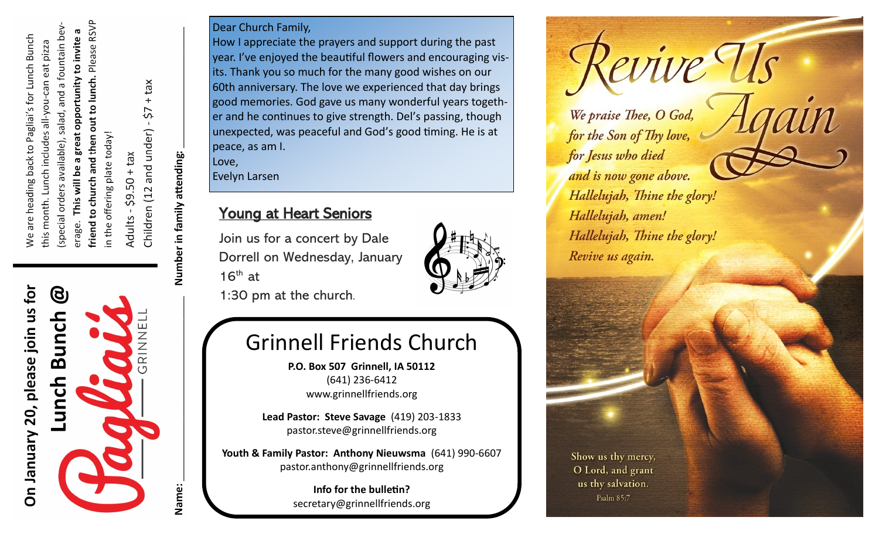**On January 20, please join us for Lunch Bunch @ Pagliai's GRINNELL**

We are heading back to Pagliai's for Lunch Bunch this month. Lunch includes all-you-can eat pizza (special orders available), salad, and a fountain beverage. **This will be a great opportunity to invite a friend to church and then out to lunch.** Please RSVP in the offering plate today!

Adults - $9.50 + tax

Children (12 and under) - $7 + tax

**Name:** ______________________

**Number in family attending:** ______________________

Dear Church Family,

How I appreciate the prayers and support during the past year. I've enjoyed the beautiful flowers and encouraging visits. Thank you so much for the many good wishes on our 60th anniversary. The love we experienced that day brings good memories. God gave us many wonderful years together and he continues to give strength. Del's passing, though unexpected, was peaceful and God's good timing. He is at peace, as am I.

Love,

Evelyn Larsen

## Young at Heart Seniors

Join us for a concert by Dale Dorrell on Wednesday, January 16th at 1:30 pm at the church.

# Grinnell Friends Church

**P.O. Box 507 Grinnell, IA 50112**
(641) 236-6412
www.grinnellfriends.org

**Lead Pastor: Steve Savage** (419) 203-1833
pastor.steve@grinnellfriends.org

**Youth & Family Pastor: Anthony Nieuwsma** (641) 990-6607
pastor.anthony@grinnellfriends.org

**Info for the bulletin?**
secretary@grinnellfriends.org

# Revive Us Again

*We praise Thee, O God,*
*for the Son of Thy love,*
*for Jesus who died*
*and is now gone above.*
*Hallelujah, Thine the glory!*
*Hallelujah, amen!*
*Hallelujah, Thine the glory!*
*Revive us again.*

Show us thy mercy, O Lord, and grant us thy salvation.
Psalm 85:7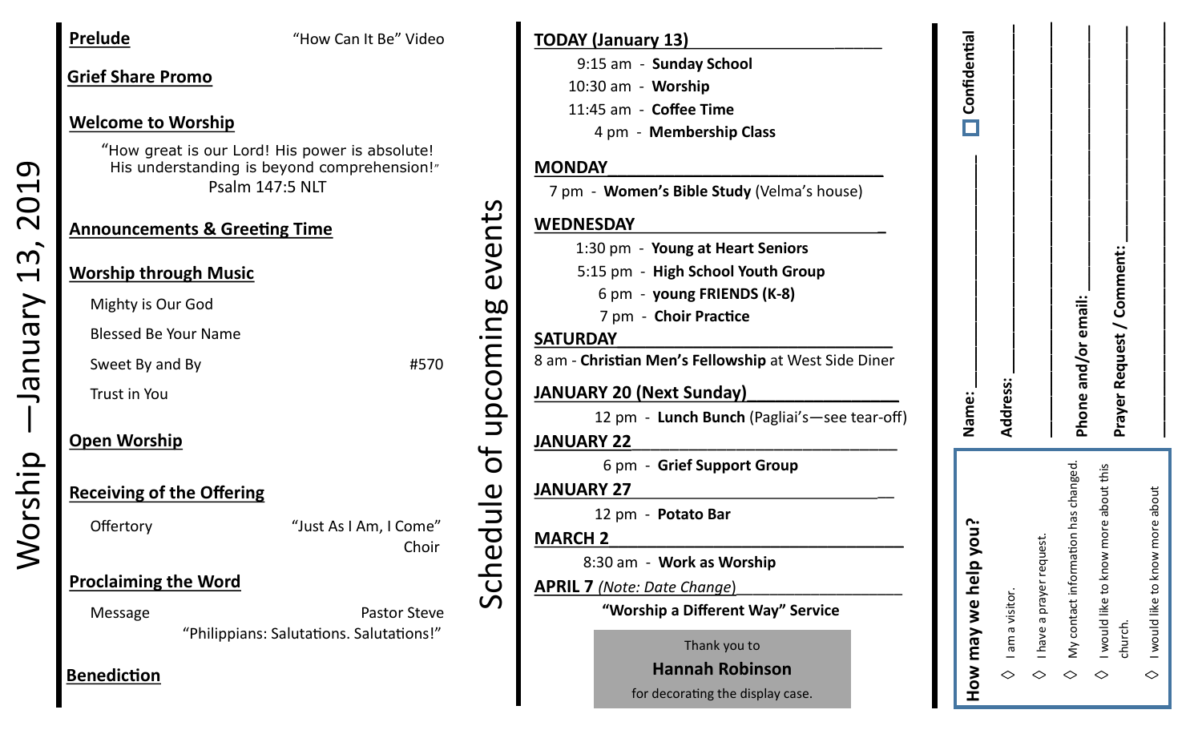# Worship —January 13, 2019

**Prelude** "How Can It Be" Video

**Grief Share Promo**

**Welcome to Worship**

"How great is our Lord! His power is absolute! His understanding is beyond comprehension!"
Psalm 147:5 NLT

**Announcements & Greeting Time**

**Worship through Music**

Mighty is Our God

Blessed Be Your Name

Sweet By and By #570

Trust in You

**Open Worship**

**Receiving of the Offering**

Offertory "Just As I Am, I Come"
Choir

**Proclaiming the Word**

Message Pastor Steve
"Philippians: Salutations. Salutations!"

**Benediction**

# Schedule of upcoming events

**TODAY (January 13)**

9:15 am - **Sunday School**
10:30 am - **Worship**
11:45 am - **Coffee Time**
4 pm - **Membership Class**

**MONDAY**

7 pm - **Women's Bible Study** (Velma's house)

**WEDNESDAY**

1:30 pm - **Young at Heart Seniors**
5:15 pm - **High School Youth Group**
6 pm - **young FRIENDS (K-8)**
7 pm - **Choir Practice**

**SATURDAY**

8 am - **Christian Men's Fellowship** at West Side Diner

**JANUARY 20 (Next Sunday)**

12 pm - **Lunch Bunch** (Pagliai's—see tear-off)

**JANUARY 22**

6 pm - **Grief Support Group**

**JANUARY 27**

12 pm - **Potato Bar**

**MARCH 2**

8:30 am - **Work as Worship**

**APRIL 7** *(Note: Date Change)*

**"Worship a Different Way" Service**

Thank you to
**Hannah Robinson**
for decorating the display case.

---

☐ **Confidential**

**Name:** ____________________

**Address:** ____________________

____________________

**Phone and/or email:** ____________________

**Prayer Request / Comment:** ____________________

____________________

**How may we help you?**

◇ I am a visitor.

◇ I have a prayer request.

◇ My contact information has changed.

◇ I would like to know more about this church.

◇ I would like to know more about